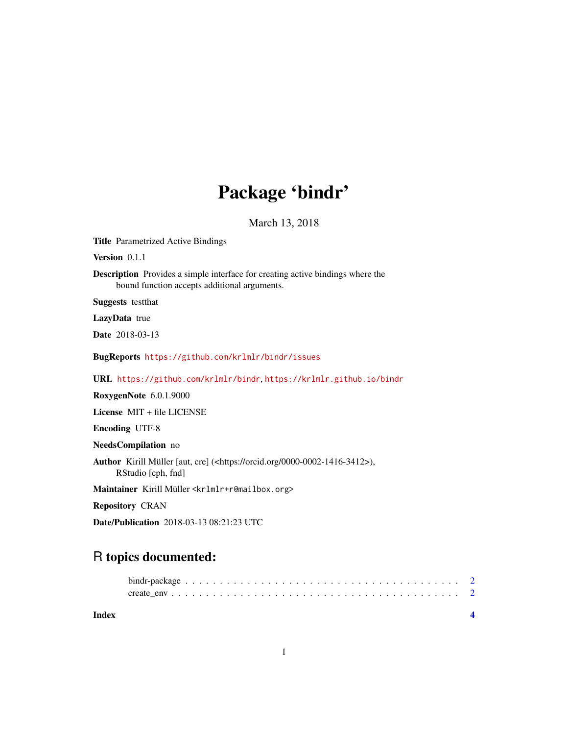# Package 'bindr'

March 13, 2018

**Title** Parametrized Active Bindings

**Version** 0.1.1

**Description** Provides a simple interface for creating active bindings where the bound function accepts additional arguments.

**Suggests** testthat

**LazyData** true

**Date** 2018-03-13

**BugReports** https://github.com/krlmlr/bindr/issues

**URL** https://github.com/krlmlr/bindr, https://krlmlr.github.io/bindr

**RoxygenNote** 6.0.1.9000

**License** MIT + file LICENSE

**Encoding** UTF-8

**NeedsCompilation** no

**Author** Kirill Müller [aut, cre] (<https://orcid.org/0000-0002-1416-3412>), RStudio [cph, fnd]

**Maintainer** Kirill Müller <krlmlr+r@mailbox.org>

**Repository** CRAN

**Date/Publication** 2018-03-13 08:21:23 UTC

## R topics documented:

bindr-package . . . . . . . . . . . . . . . . . . . . . . . . . . . . . . . . . . . . . . . 2
create_env . . . . . . . . . . . . . . . . . . . . . . . . . . . . . . . . . . . . . . . . . 2

**Index** **4**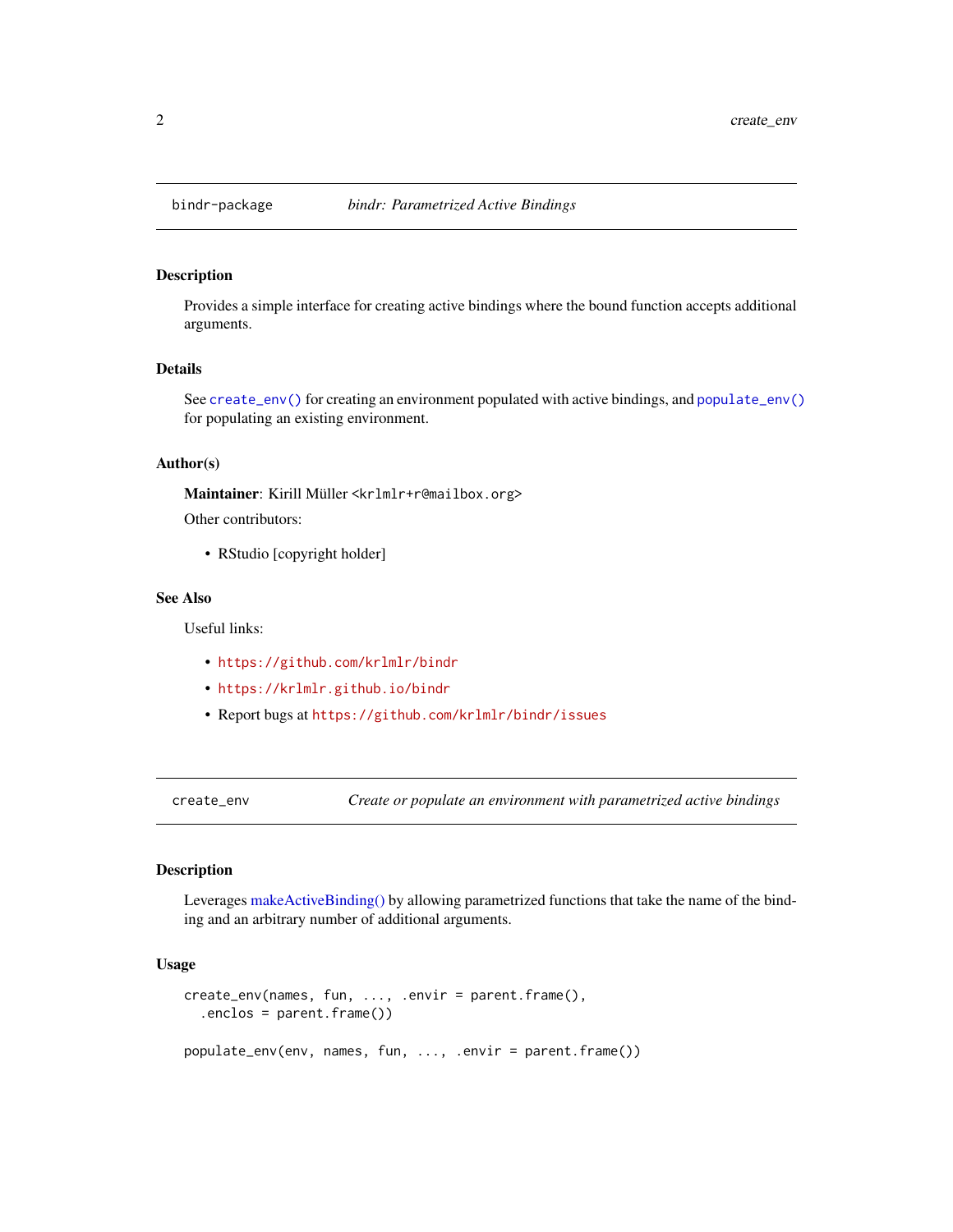## bindr-package *bindr: Parametrized Active Bindings*

### Description

Provides a simple interface for creating active bindings where the bound function accepts additional arguments.

### Details

See `create_env()` for creating an environment populated with active bindings, and `populate_env()` for populating an existing environment.

### Author(s)

**Maintainer**: Kirill Müller <krlmlr+r@mailbox.org>

Other contributors:

- RStudio [copyright holder]

### See Also

Useful links:

- `https://github.com/krlmlr/bindr`
- `https://krlmlr.github.io/bindr`
- Report bugs at `https://github.com/krlmlr/bindr/issues`

## create_env *Create or populate an environment with parametrized active bindings*

### Description

Leverages makeActiveBinding() by allowing parametrized functions that take the name of the binding and an arbitrary number of additional arguments.

### Usage

```
create_env(names, fun, ..., .envir = parent.frame(),
  .enclos = parent.frame())

populate_env(env, names, fun, ..., .envir = parent.frame())
```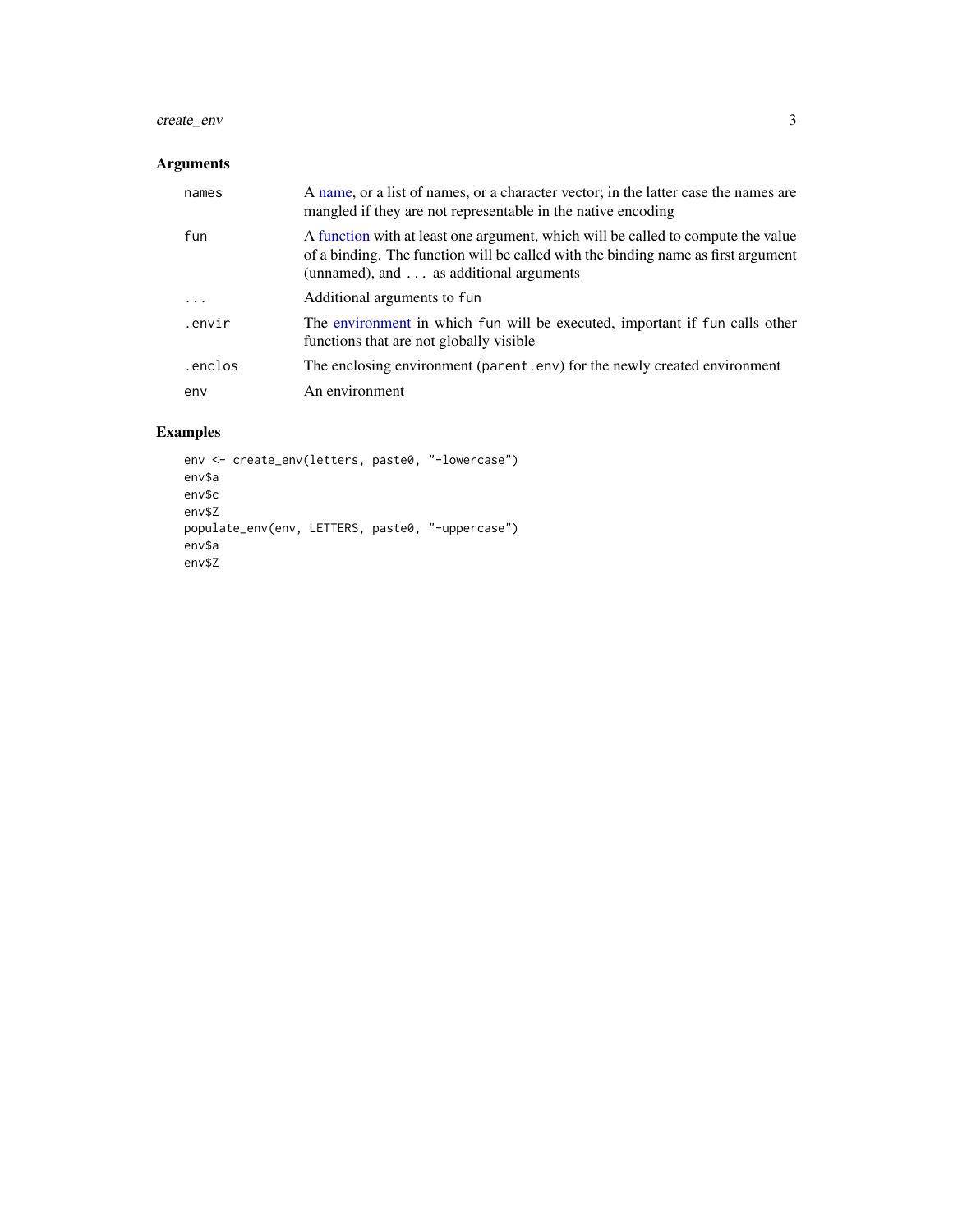## Arguments

| | |
|---|---|
| `names` | A name, or a list of names, or a character vector; in the latter case the names are mangled if they are not representable in the native encoding |
| `fun` | A function with at least one argument, which will be called to compute the value of a binding. The function will be called with the binding name as first argument (unnamed), and ... as additional arguments |
| `...` | Additional arguments to `fun` |
| `.envir` | The environment in which `fun` will be executed, important if `fun` calls other functions that are not globally visible |
| `.enclos` | The enclosing environment (`parent.env`) for the newly created environment |
| `env` | An environment |

## Examples

```
env <- create_env(letters, paste0, "-lowercase")
env$a
env$c
env$Z
populate_env(env, LETTERS, paste0, "-uppercase")
env$a
env$Z
```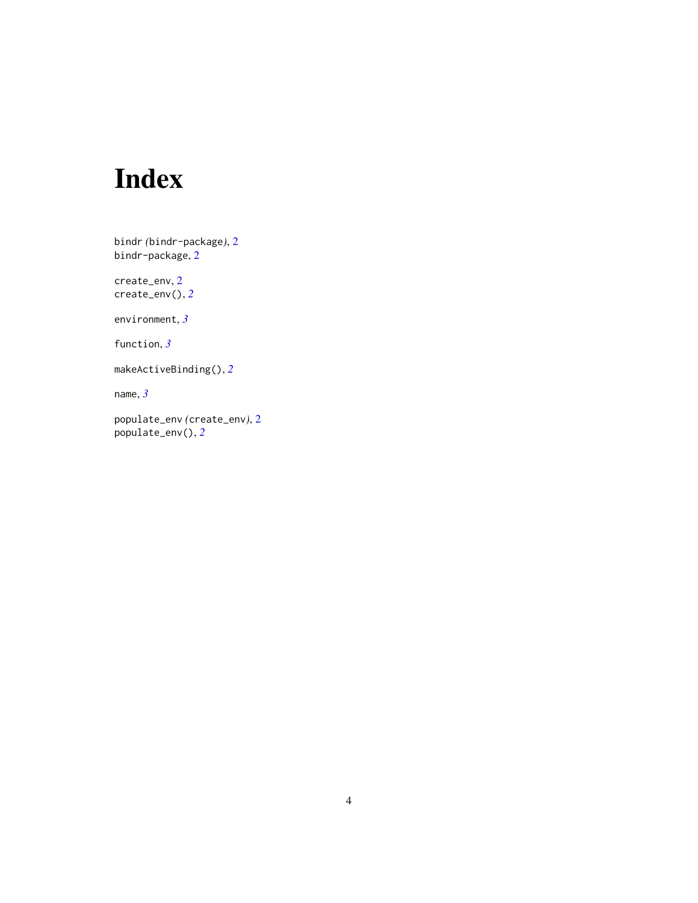# Index

bindr (bindr-package), 2
bindr-package, 2

create_env, 2
create_env(), *2*

environment, *3*

function, *3*

makeActiveBinding(), *2*

name, *3*

populate_env (create_env), 2
populate_env(), *2*